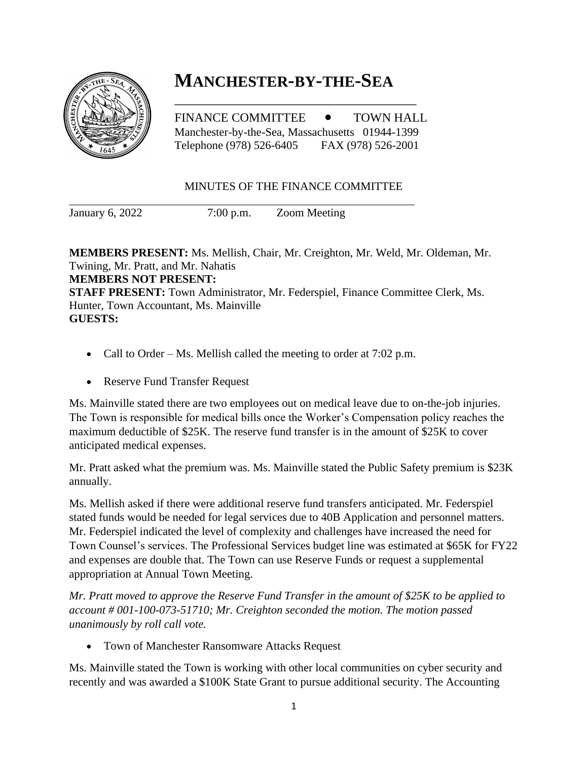# MANCHESTER-BY-THE-SEA

FINANCE COMMITTEE • TOWN HALL
Manchester-by-the-Sea, Massachusetts 01944-1399
Telephone (978) 526-6405 FAX (978) 526-2001

MINUTES OF THE FINANCE COMMITTEE

January 6, 2022 7:00 p.m. Zoom Meeting

**MEMBERS PRESENT:** Ms. Mellish, Chair, Mr. Creighton, Mr. Weld, Mr. Oldeman, Mr. Twining, Mr. Pratt, and Mr. Nahatis
**MEMBERS NOT PRESENT:**
**STAFF PRESENT:** Town Administrator, Mr. Federspiel, Finance Committee Clerk, Ms. Hunter, Town Accountant, Ms. Mainville
**GUESTS:**

- Call to Order – Ms. Mellish called the meeting to order at 7:02 p.m.
- Reserve Fund Transfer Request

Ms. Mainville stated there are two employees out on medical leave due to on-the-job injuries. The Town is responsible for medical bills once the Worker's Compensation policy reaches the maximum deductible of $25K. The reserve fund transfer is in the amount of $25K to cover anticipated medical expenses.

Mr. Pratt asked what the premium was. Ms. Mainville stated the Public Safety premium is $23K annually.

Ms. Mellish asked if there were additional reserve fund transfers anticipated. Mr. Federspiel stated funds would be needed for legal services due to 40B Application and personnel matters. Mr. Federspiel indicated the level of complexity and challenges have increased the need for Town Counsel's services. The Professional Services budget line was estimated at $65K for FY22 and expenses are double that. The Town can use Reserve Funds or request a supplemental appropriation at Annual Town Meeting.

*Mr. Pratt moved to approve the Reserve Fund Transfer in the amount of $25K to be applied to account # 001-100-073-51710; Mr. Creighton seconded the motion. The motion passed unanimously by roll call vote.*

- Town of Manchester Ransomware Attacks Request

Ms. Mainville stated the Town is working with other local communities on cyber security and recently and was awarded a $100K State Grant to pursue additional security. The Accounting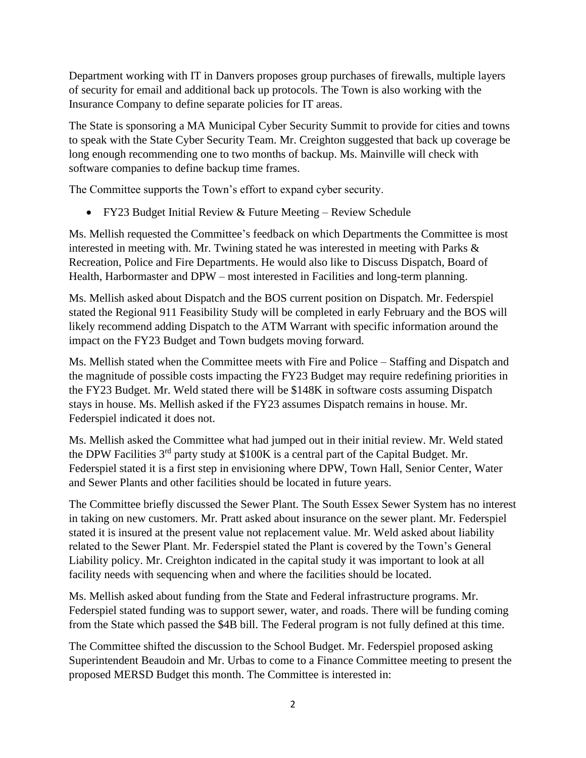Department working with IT in Danvers proposes group purchases of firewalls, multiple layers of security for email and additional back up protocols. The Town is also working with the Insurance Company to define separate policies for IT areas.

The State is sponsoring a MA Municipal Cyber Security Summit to provide for cities and towns to speak with the State Cyber Security Team. Mr. Creighton suggested that back up coverage be long enough recommending one to two months of backup. Ms. Mainville will check with software companies to define backup time frames.

The Committee supports the Town's effort to expand cyber security.

- FY23 Budget Initial Review & Future Meeting – Review Schedule

Ms. Mellish requested the Committee's feedback on which Departments the Committee is most interested in meeting with. Mr. Twining stated he was interested in meeting with Parks & Recreation, Police and Fire Departments. He would also like to Discuss Dispatch, Board of Health, Harbormaster and DPW – most interested in Facilities and long-term planning.

Ms. Mellish asked about Dispatch and the BOS current position on Dispatch. Mr. Federspiel stated the Regional 911 Feasibility Study will be completed in early February and the BOS will likely recommend adding Dispatch to the ATM Warrant with specific information around the impact on the FY23 Budget and Town budgets moving forward.

Ms. Mellish stated when the Committee meets with Fire and Police – Staffing and Dispatch and the magnitude of possible costs impacting the FY23 Budget may require redefining priorities in the FY23 Budget. Mr. Weld stated there will be $148K in software costs assuming Dispatch stays in house. Ms. Mellish asked if the FY23 assumes Dispatch remains in house. Mr. Federspiel indicated it does not.

Ms. Mellish asked the Committee what had jumped out in their initial review. Mr. Weld stated the DPW Facilities 3rd party study at $100K is a central part of the Capital Budget. Mr. Federspiel stated it is a first step in envisioning where DPW, Town Hall, Senior Center, Water and Sewer Plants and other facilities should be located in future years.

The Committee briefly discussed the Sewer Plant. The South Essex Sewer System has no interest in taking on new customers. Mr. Pratt asked about insurance on the sewer plant. Mr. Federspiel stated it is insured at the present value not replacement value. Mr. Weld asked about liability related to the Sewer Plant. Mr. Federspiel stated the Plant is covered by the Town's General Liability policy. Mr. Creighton indicated in the capital study it was important to look at all facility needs with sequencing when and where the facilities should be located.

Ms. Mellish asked about funding from the State and Federal infrastructure programs. Mr. Federspiel stated funding was to support sewer, water, and roads. There will be funding coming from the State which passed the $4B bill. The Federal program is not fully defined at this time.

The Committee shifted the discussion to the School Budget. Mr. Federspiel proposed asking Superintendent Beaudoin and Mr. Urbas to come to a Finance Committee meeting to present the proposed MERSD Budget this month. The Committee is interested in: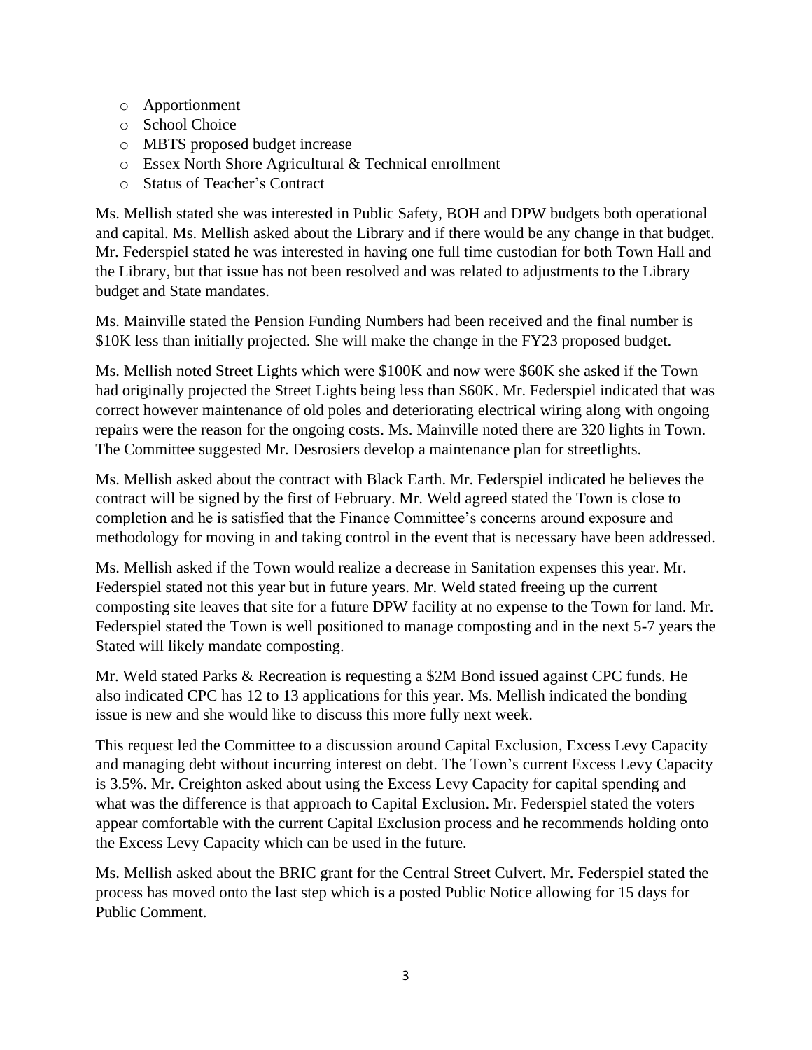- Apportionment
- School Choice
- MBTS proposed budget increase
- Essex North Shore Agricultural & Technical enrollment
- Status of Teacher's Contract

Ms. Mellish stated she was interested in Public Safety, BOH and DPW budgets both operational and capital. Ms. Mellish asked about the Library and if there would be any change in that budget. Mr. Federspiel stated he was interested in having one full time custodian for both Town Hall and the Library, but that issue has not been resolved and was related to adjustments to the Library budget and State mandates.

Ms. Mainville stated the Pension Funding Numbers had been received and the final number is $10K less than initially projected. She will make the change in the FY23 proposed budget.

Ms. Mellish noted Street Lights which were $100K and now were $60K she asked if the Town had originally projected the Street Lights being less than $60K. Mr. Federspiel indicated that was correct however maintenance of old poles and deteriorating electrical wiring along with ongoing repairs were the reason for the ongoing costs. Ms. Mainville noted there are 320 lights in Town. The Committee suggested Mr. Desrosiers develop a maintenance plan for streetlights.

Ms. Mellish asked about the contract with Black Earth. Mr. Federspiel indicated he believes the contract will be signed by the first of February. Mr. Weld agreed stated the Town is close to completion and he is satisfied that the Finance Committee's concerns around exposure and methodology for moving in and taking control in the event that is necessary have been addressed.

Ms. Mellish asked if the Town would realize a decrease in Sanitation expenses this year. Mr. Federspiel stated not this year but in future years. Mr. Weld stated freeing up the current composting site leaves that site for a future DPW facility at no expense to the Town for land. Mr. Federspiel stated the Town is well positioned to manage composting and in the next 5-7 years the Stated will likely mandate composting.

Mr. Weld stated Parks & Recreation is requesting a $2M Bond issued against CPC funds. He also indicated CPC has 12 to 13 applications for this year. Ms. Mellish indicated the bonding issue is new and she would like to discuss this more fully next week.

This request led the Committee to a discussion around Capital Exclusion, Excess Levy Capacity and managing debt without incurring interest on debt. The Town's current Excess Levy Capacity is 3.5%. Mr. Creighton asked about using the Excess Levy Capacity for capital spending and what was the difference is that approach to Capital Exclusion. Mr. Federspiel stated the voters appear comfortable with the current Capital Exclusion process and he recommends holding onto the Excess Levy Capacity which can be used in the future.

Ms. Mellish asked about the BRIC grant for the Central Street Culvert. Mr. Federspiel stated the process has moved onto the last step which is a posted Public Notice allowing for 15 days for Public Comment.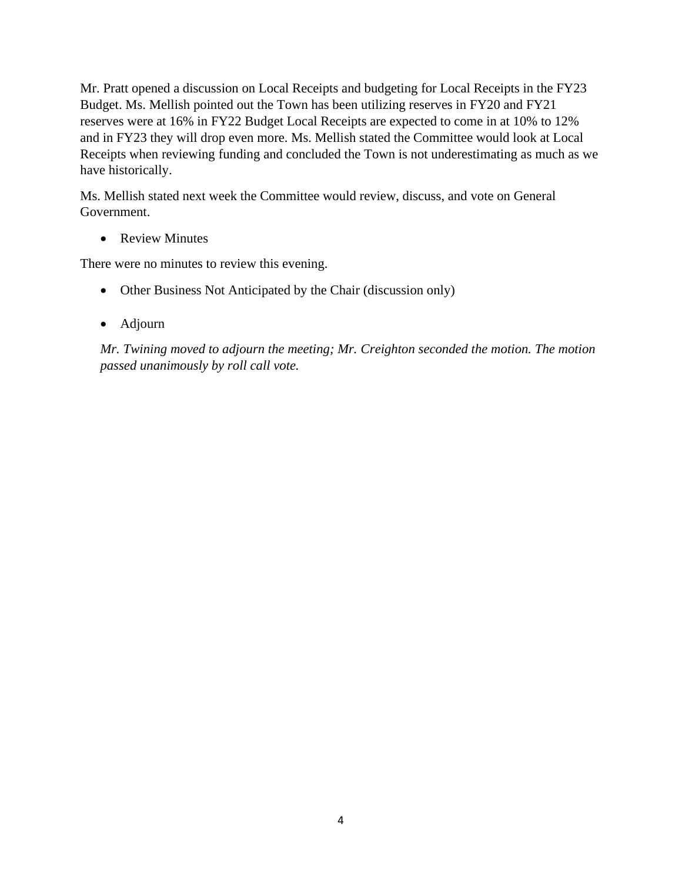Mr. Pratt opened a discussion on Local Receipts and budgeting for Local Receipts in the FY23 Budget. Ms. Mellish pointed out the Town has been utilizing reserves in FY20 and FY21 reserves were at 16% in FY22 Budget Local Receipts are expected to come in at 10% to 12% and in FY23 they will drop even more. Ms. Mellish stated the Committee would look at Local Receipts when reviewing funding and concluded the Town is not underestimating as much as we have historically.

Ms. Mellish stated next week the Committee would review, discuss, and vote on General Government.

- Review Minutes

There were no minutes to review this evening.

- Other Business Not Anticipated by the Chair (discussion only)

- Adjourn

*Mr. Twining moved to adjourn the meeting; Mr. Creighton seconded the motion. The motion passed unanimously by roll call vote.*